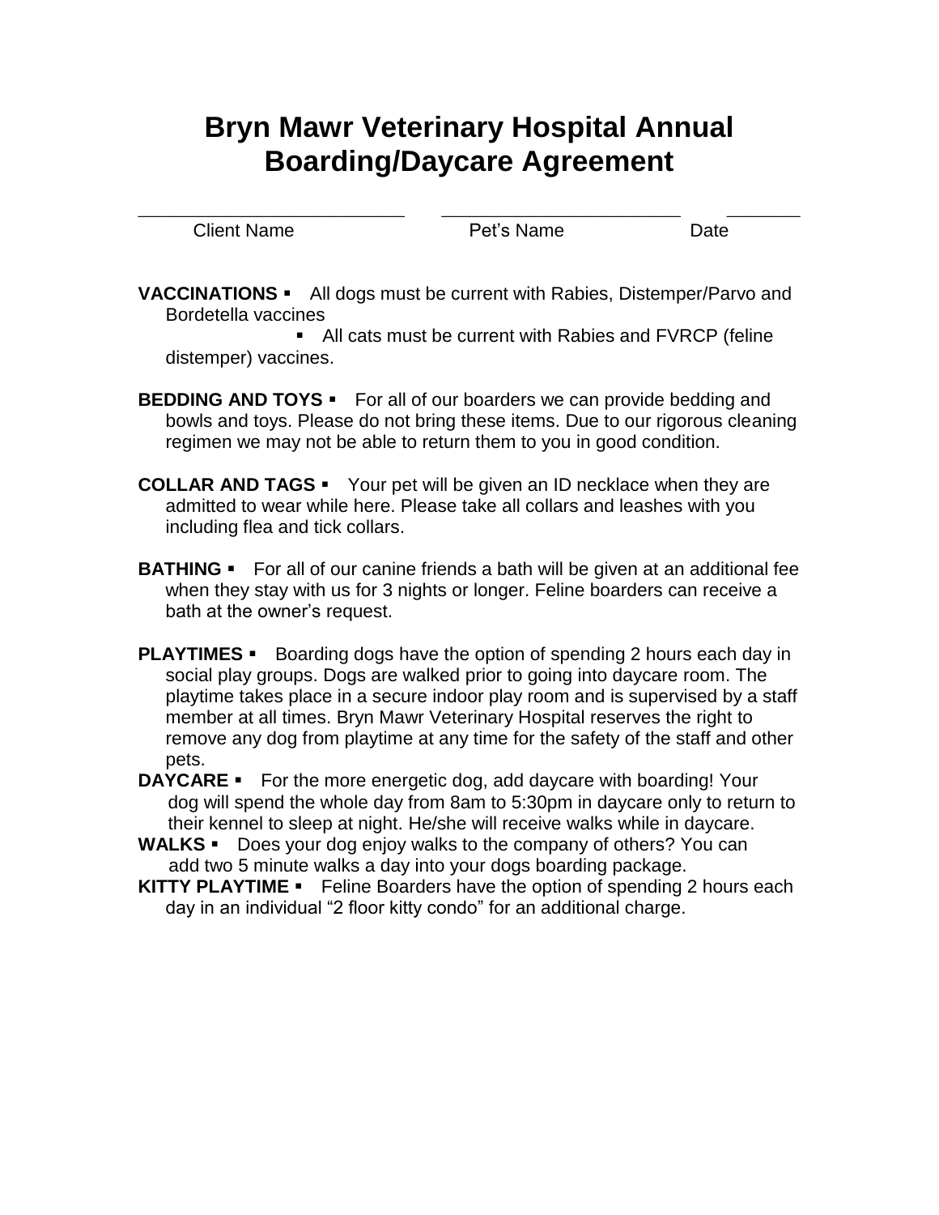# Bryn Mawr Veterinary Hospital Annual Boarding/Daycare Agreement

\_\_\_\_\_\_\_\_\_\_\_\_\_\_\_\_\_\_\_\_\_\_\_\_\_\_ \_\_\_\_\_\_\_\_\_\_\_\_\_\_\_\_\_\_\_\_\_\_\_\_\_\_ \_\_\_\_\_\_\_\_

Client Name    Pet's Name    Date

**VACCINATIONS** ▪ All dogs must be current with Rabies, Distemper/Parvo and Bordetella vaccines

▪ All cats must be current with Rabies and FVRCP (feline distemper) vaccines.

**BEDDING AND TOYS** ▪ For all of our boarders we can provide bedding and bowls and toys. Please do not bring these items. Due to our rigorous cleaning regimen we may not be able to return them to you in good condition.

**COLLAR AND TAGS** ▪ Your pet will be given an ID necklace when they are admitted to wear while here. Please take all collars and leashes with you including flea and tick collars.

**BATHING** ▪ For all of our canine friends a bath will be given at an additional fee when they stay with us for 3 nights or longer. Feline boarders can receive a bath at the owner's request.

**PLAYTIMES** ▪ Boarding dogs have the option of spending 2 hours each day in social play groups. Dogs are walked prior to going into daycare room. The playtime takes place in a secure indoor play room and is supervised by a staff member at all times. Bryn Mawr Veterinary Hospital reserves the right to remove any dog from playtime at any time for the safety of the staff and other pets.

**DAYCARE** ▪ For the more energetic dog, add daycare with boarding! Your dog will spend the whole day from 8am to 5:30pm in daycare only to return to their kennel to sleep at night. He/she will receive walks while in daycare.

**WALKS** ▪ Does your dog enjoy walks to the company of others? You can add two 5 minute walks a day into your dogs boarding package.

**KITTY PLAYTIME** ▪ Feline Boarders have the option of spending 2 hours each day in an individual "2 floor kitty condo" for an additional charge.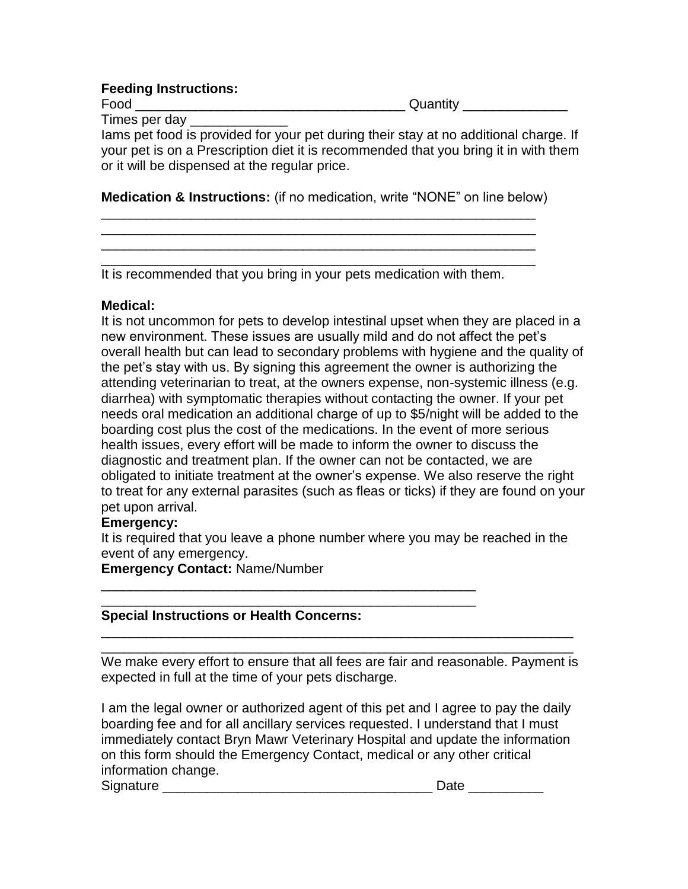**Feeding Instructions:**

Food ____________________________________ Quantity ______________

Times per day _____________

Iams pet food is provided for your pet during their stay at no additional charge. If your pet is on a Prescription diet it is recommended that you bring it in with them or it will be dispensed at the regular price.

**Medication & Instructions:** (if no medication, write "NONE" on line below)

____________________________________________________________

____________________________________________________________

____________________________________________________________

____________________________________________________________

It is recommended that you bring in your pets medication with them.

**Medical:**

It is not uncommon for pets to develop intestinal upset when they are placed in a new environment. These issues are usually mild and do not affect the pet's overall health but can lead to secondary problems with hygiene and the quality of the pet's stay with us. By signing this agreement the owner is authorizing the attending veterinarian to treat, at the owners expense, non-systemic illness (e.g. diarrhea) with symptomatic therapies without contacting the owner. If your pet needs oral medication an additional charge of up to $5/night will be added to the boarding cost plus the cost of the medications. In the event of more serious health issues, every effort will be made to inform the owner to discuss the diagnostic and treatment plan. If the owner can not be contacted, we are obligated to initiate treatment at the owner's expense. We also reserve the right to treat for any external parasites (such as fleas or ticks) if they are found on your pet upon arrival.

**Emergency:**

It is required that you leave a phone number where you may be reached in the event of any emergency.

**Emergency Contact:** Name/Number

____________________________________________________

____________________________________________________

**Special Instructions or Health Concerns:**

_____________________________________________________________

_____________________________________________________________

We make every effort to ensure that all fees are fair and reasonable. Payment is expected in full at the time of your pets discharge.

I am the legal owner or authorized agent of this pet and I agree to pay the daily boarding fee and for all ancillary services requested. I understand that I must immediately contact Bryn Mawr Veterinary Hospital and update the information on this form should the Emergency Contact, medical or any other critical information change.

Signature ____________________________________ Date __________